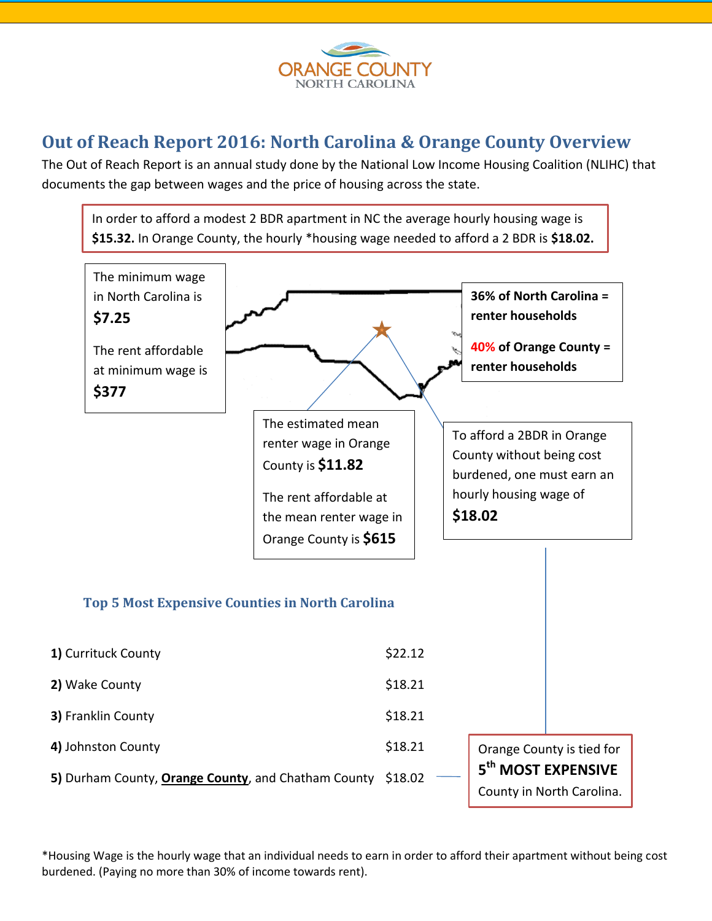ORANGE COUNTY
NORTH CAROLINA

## Out of Reach Report 2016: North Carolina & Orange County Overview

The Out of Reach Report is an annual study done by the National Low Income Housing Coalition (NLIHC) that documents the gap between wages and the price of housing across the state.

In order to afford a modest 2 BDR apartment in NC the average hourly housing wage is **$15.32.** In Orange County, the hourly *housing wage needed to afford a 2 BDR is **$18.02.**

The minimum wage in North Carolina is **$7.25**

The rent affordable at minimum wage is **$377**

**36% of North Carolina = renter households**

**40% of Orange County = renter households**

The estimated mean renter wage in Orange County is **$11.82**

The rent affordable at the mean renter wage in Orange County is **$615**

To afford a 2BDR in Orange County without being cost burdened, one must earn an hourly housing wage of **$18.02**

### Top 5 Most Expensive Counties in North Carolina

| | |
|---|---|
| **1)** Currituck County | $22.12 |
| **2)** Wake County | $18.21 |
| **3)** Franklin County | $18.21 |
| **4)** Johnston County | $18.21 |
| **5)** Durham County, **Orange County**, and Chatham County | $18.02 |

Orange County is tied for **5th MOST EXPENSIVE** County in North Carolina.

*Housing Wage is the hourly wage that an individual needs to earn in order to afford their apartment without being cost burdened. (Paying no more than 30% of income towards rent).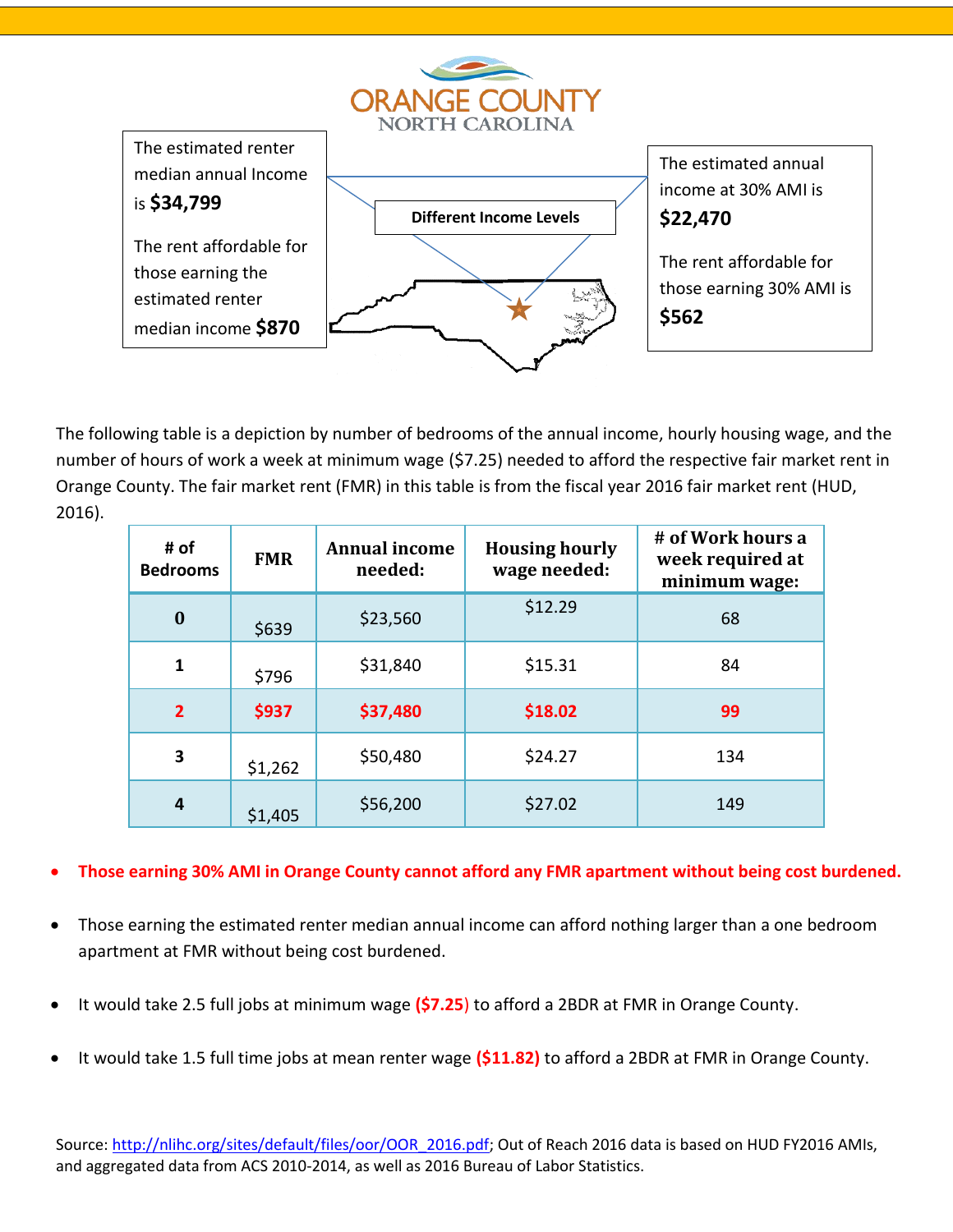# ORANGE COUNTY
NORTH CAROLINA

The estimated renter median annual Income is **$34,799**

The rent affordable for those earning the estimated renter median income **$870**

**Different Income Levels**

The estimated annual income at 30% AMI is **$22,470**

The rent affordable for those earning 30% AMI is **$562**

The following table is a depiction by number of bedrooms of the annual income, hourly housing wage, and the number of hours of work a week at minimum wage ($7.25) needed to afford the respective fair market rent in Orange County. The fair market rent (FMR) in this table is from the fiscal year 2016 fair market rent (HUD, 2016).

| # of Bedrooms | FMR | Annual income needed: | Housing hourly wage needed: | # of Work hours a week required at minimum wage: |
|---|---|---|---|---|
| 0 | $639 | $23,560 | $12.29 | 68 |
| 1 | $796 | $31,840 | $15.31 | 84 |
| **2** | **$937** | **$37,480** | **$18.02** | **99** |
| 3 | $1,262 | $50,480 | $24.27 | 134 |
| 4 | $1,405 | $56,200 | $27.02 | 149 |

- **Those earning 30% AMI in Orange County cannot afford any FMR apartment without being cost burdened.**
- Those earning the estimated renter median annual income can afford nothing larger than a one bedroom apartment at FMR without being cost burdened.
- It would take 2.5 full jobs at minimum wage (**$7.25**) to afford a 2BDR at FMR in Orange County.
- It would take 1.5 full time jobs at mean renter wage **($11.82)** to afford a 2BDR at FMR in Orange County.

Source: http://nlihc.org/sites/default/files/oor/OOR_2016.pdf; Out of Reach 2016 data is based on HUD FY2016 AMIs, and aggregated data from ACS 2010-2014, as well as 2016 Bureau of Labor Statistics.